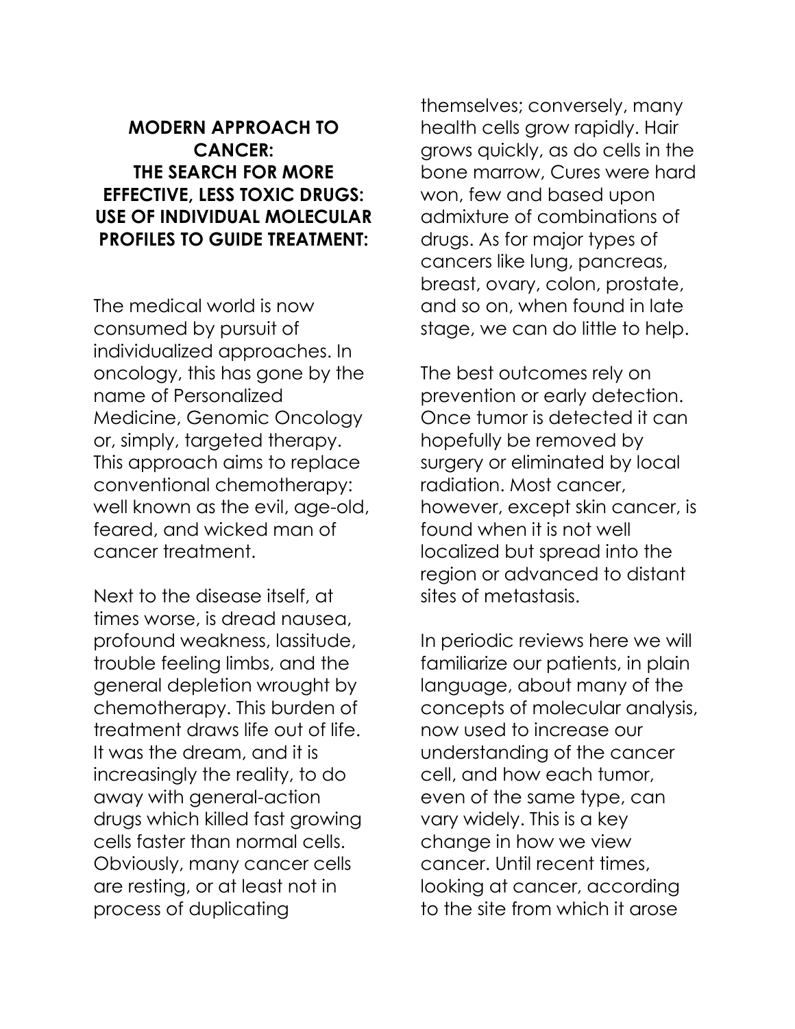**MODERN APPROACH TO CANCER:**
**THE SEARCH FOR MORE EFFECTIVE, LESS TOXIC DRUGS:**
**USE OF INDIVIDUAL MOLECULAR PROFILES TO GUIDE TREATMENT:**

The medical world is now consumed by pursuit of individualized approaches. In oncology, this has gone by the name of Personalized Medicine, Genomic Oncology or, simply, targeted therapy. This approach aims to replace conventional chemotherapy: well known as the evil, age-old, feared, and wicked man of cancer treatment.

Next to the disease itself, at times worse, is dread nausea, profound weakness, lassitude, trouble feeling limbs, and the general depletion wrought by chemotherapy. This burden of treatment draws life out of life. It was the dream, and it is increasingly the reality, to do away with general-action drugs which killed fast growing cells faster than normal cells. Obviously, many cancer cells are resting, or at least not in process of duplicating themselves; conversely, many health cells grow rapidly. Hair grows quickly, as do cells in the bone marrow, Cures were hard won, few and based upon admixture of combinations of drugs. As for major types of cancers like lung, pancreas, breast, ovary, colon, prostate, and so on, when found in late stage, we can do little to help.

The best outcomes rely on prevention or early detection. Once tumor is detected it can hopefully be removed by surgery or eliminated by local radiation. Most cancer, however, except skin cancer, is found when it is not well localized but spread into the region or advanced to distant sites of metastasis.

In periodic reviews here we will familiarize our patients, in plain language, about many of the concepts of molecular analysis, now used to increase our understanding of the cancer cell, and how each tumor, even of the same type, can vary widely. This is a key change in how we view cancer. Until recent times, looking at cancer, according to the site from which it arose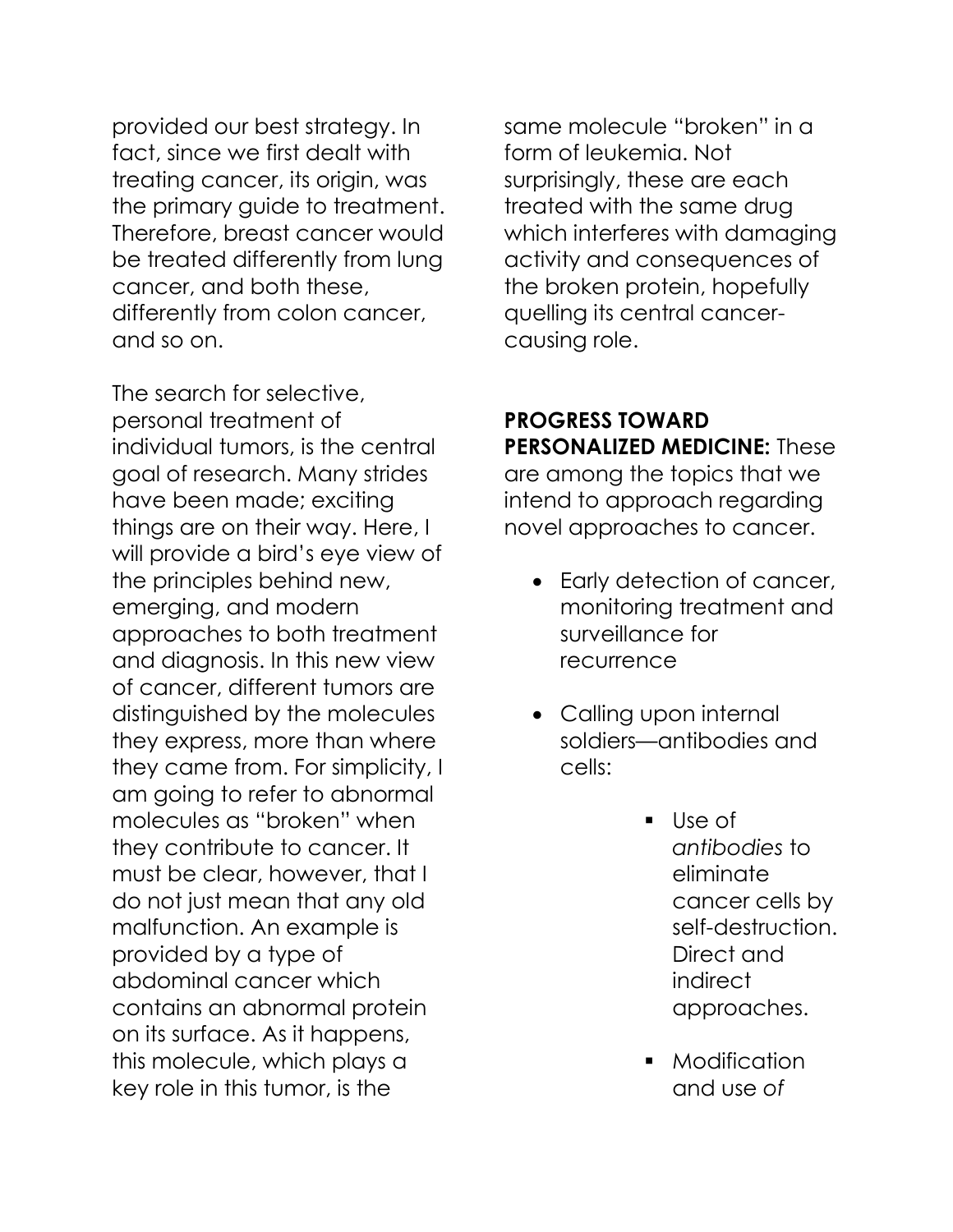provided our best strategy. In fact, since we first dealt with treating cancer, its origin, was the primary guide to treatment. Therefore, breast cancer would be treated differently from lung cancer, and both these, differently from colon cancer, and so on.

The search for selective, personal treatment of individual tumors, is the central goal of research. Many strides have been made; exciting things are on their way. Here, I will provide a bird's eye view of the principles behind new, emerging, and modern approaches to both treatment and diagnosis. In this new view of cancer, different tumors are distinguished by the molecules they express, more than where they came from. For simplicity, I am going to refer to abnormal molecules as "broken" when they contribute to cancer. It must be clear, however, that I do not just mean that any old malfunction. An example is provided by a type of abdominal cancer which contains an abnormal protein on its surface. As it happens, this molecule, which plays a key role in this tumor, is the same molecule "broken" in a form of leukemia. Not surprisingly, these are each treated with the same drug which interferes with damaging activity and consequences of the broken protein, hopefully quelling its central cancer-causing role.

**PROGRESS TOWARD PERSONALIZED MEDICINE:** These are among the topics that we intend to approach regarding novel approaches to cancer.

- Early detection of cancer, monitoring treatment and surveillance for recurrence
- Calling upon internal soldiers—antibodies and cells:
    - Use of *antibodies* to eliminate cancer cells by self-destruction. Direct and indirect approaches.
    - Modification and use *of*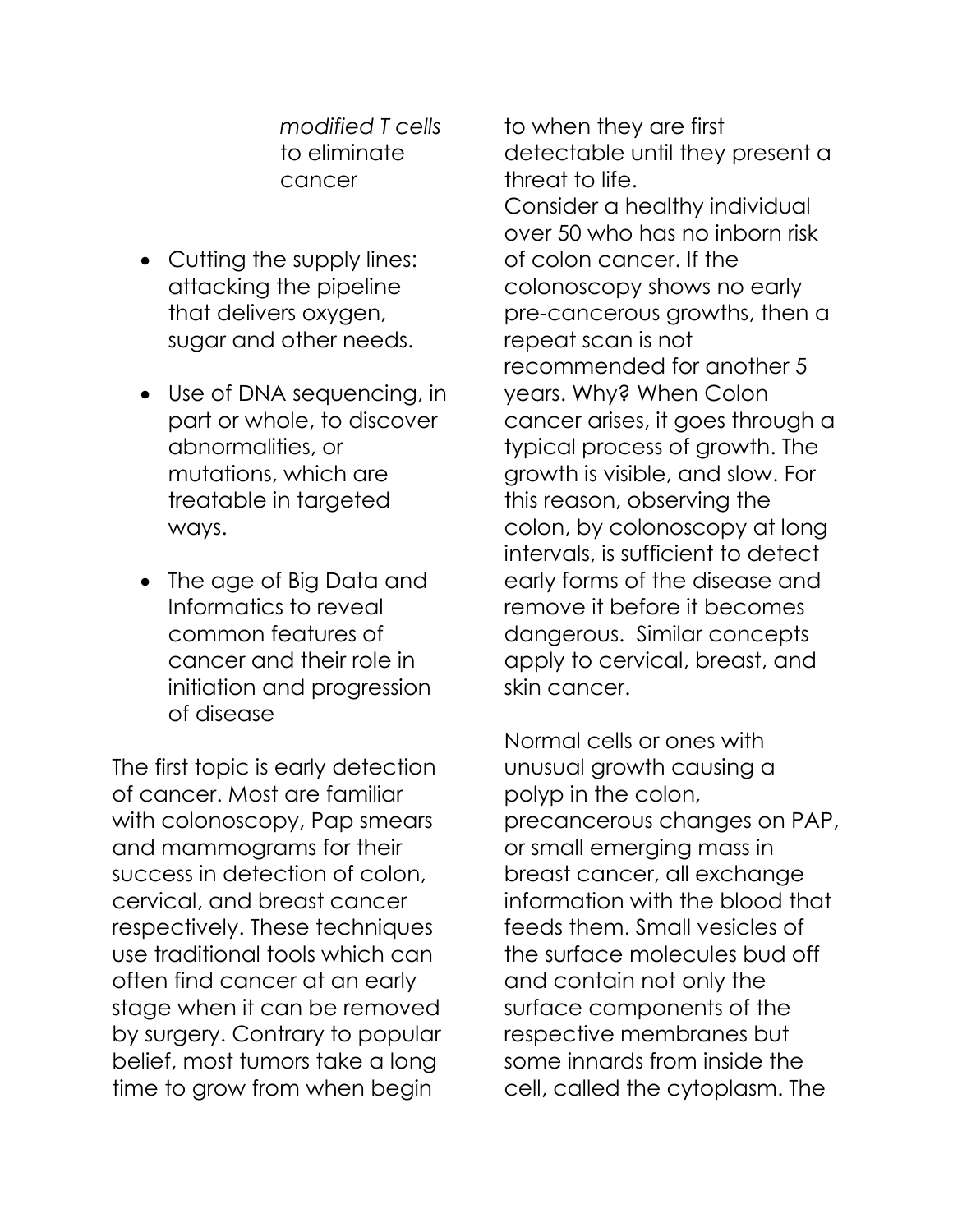*modified T cells* to eliminate cancer

- Cutting the supply lines: attacking the pipeline that delivers oxygen, sugar and other needs.

- Use of DNA sequencing, in part or whole, to discover abnormalities, or mutations, which are treatable in targeted ways.

- The age of Big Data and Informatics to reveal common features of cancer and their role in initiation and progression of disease

The first topic is early detection of cancer. Most are familiar with colonoscopy, Pap smears and mammograms for their success in detection of colon, cervical, and breast cancer respectively. These techniques use traditional tools which can often find cancer at an early stage when it can be removed by surgery. Contrary to popular belief, most tumors take a long time to grow from when begin to when they are first detectable until they present a threat to life.

Consider a healthy individual over 50 who has no inborn risk of colon cancer. If the colonoscopy shows no early pre-cancerous growths, then a repeat scan is not recommended for another 5 years. Why? When Colon cancer arises, it goes through a typical process of growth. The growth is visible, and slow. For this reason, observing the colon, by colonoscopy at long intervals, is sufficient to detect early forms of the disease and remove it before it becomes dangerous. Similar concepts apply to cervical, breast, and skin cancer.

Normal cells or ones with unusual growth causing a polyp in the colon, precancerous changes on PAP, or small emerging mass in breast cancer, all exchange information with the blood that feeds them. Small vesicles of the surface molecules bud off and contain not only the surface components of the respective membranes but some innards from inside the cell, called the cytoplasm. The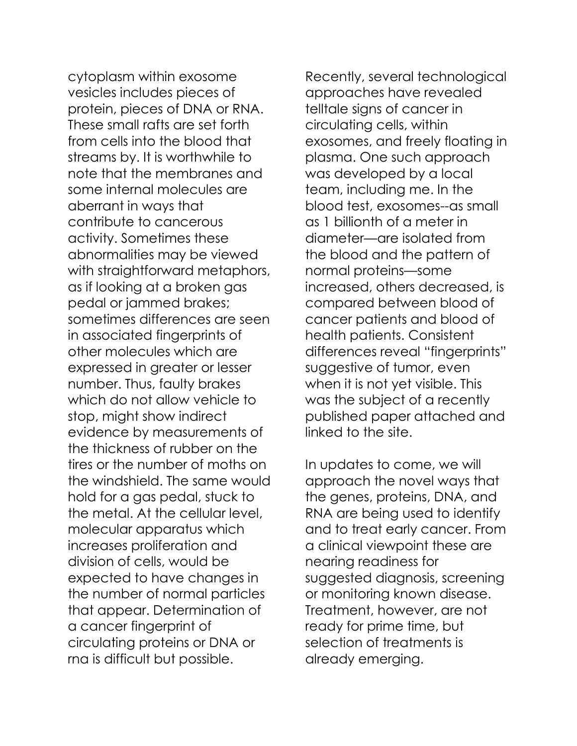cytoplasm within exosome vesicles includes pieces of protein, pieces of DNA or RNA. These small rafts are set forth from cells into the blood that streams by. It is worthwhile to note that the membranes and some internal molecules are aberrant in ways that contribute to cancerous activity. Sometimes these abnormalities may be viewed with straightforward metaphors, as if looking at a broken gas pedal or jammed brakes; sometimes differences are seen in associated fingerprints of other molecules which are expressed in greater or lesser number. Thus, faulty brakes which do not allow vehicle to stop, might show indirect evidence by measurements of the thickness of rubber on the tires or the number of moths on the windshield. The same would hold for a gas pedal, stuck to the metal. At the cellular level, molecular apparatus which increases proliferation and division of cells, would be expected to have changes in the number of normal particles that appear. Determination of a cancer fingerprint of circulating proteins or DNA or rna is difficult but possible.

Recently, several technological approaches have revealed telltale signs of cancer in circulating cells, within exosomes, and freely floating in plasma. One such approach was developed by a local team, including me. In the blood test, exosomes--as small as 1 billionth of a meter in diameter—are isolated from the blood and the pattern of normal proteins—some increased, others decreased, is compared between blood of cancer patients and blood of health patients. Consistent differences reveal "fingerprints" suggestive of tumor, even when it is not yet visible. This was the subject of a recently published paper attached and linked to the site.

In updates to come, we will approach the novel ways that the genes, proteins, DNA, and RNA are being used to identify and to treat early cancer. From a clinical viewpoint these are nearing readiness for suggested diagnosis, screening or monitoring known disease. Treatment, however, are not ready for prime time, but selection of treatments is already emerging.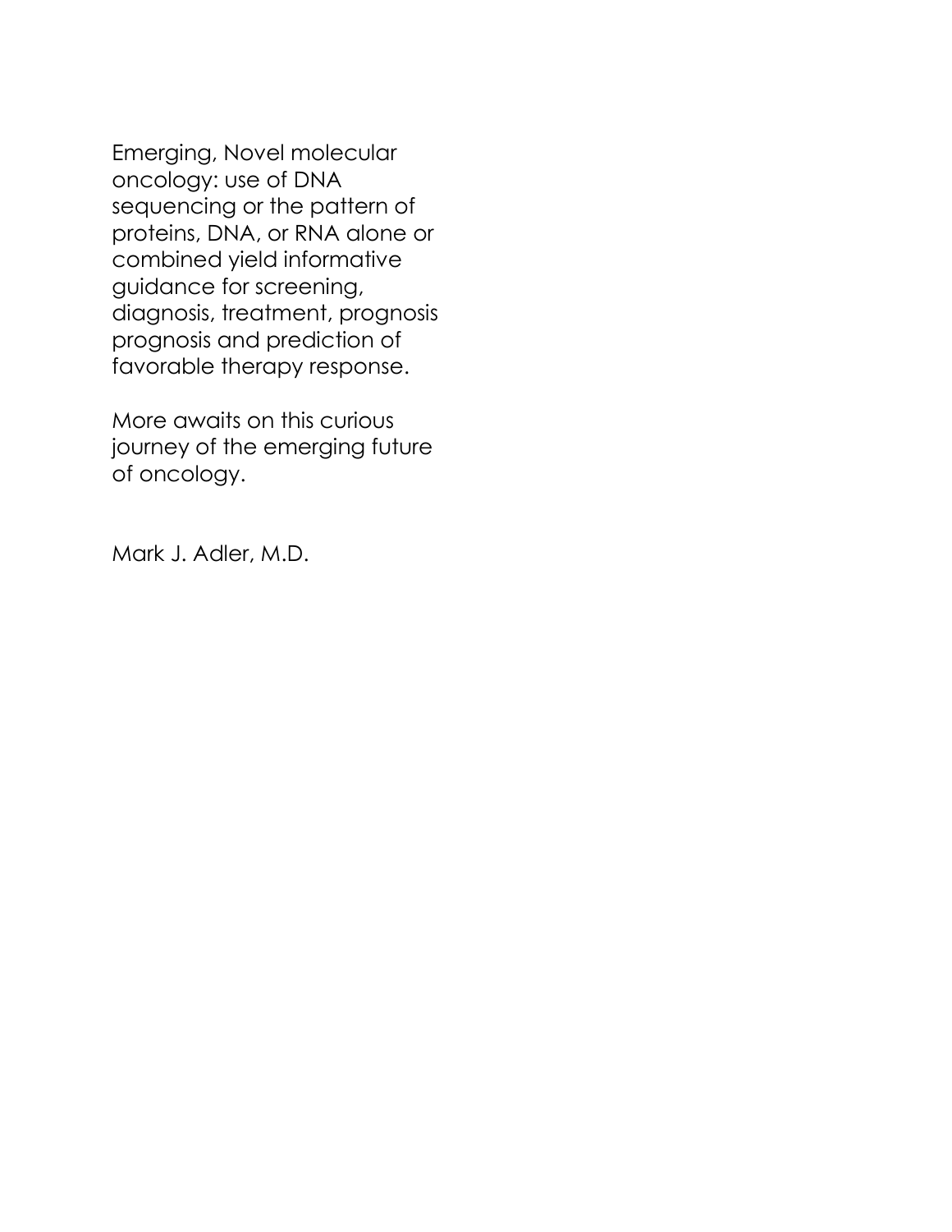Emerging, Novel molecular oncology: use of DNA sequencing or the pattern of proteins, DNA, or RNA alone or combined yield informative guidance for screening, diagnosis, treatment, prognosis prognosis and prediction of favorable therapy response.

More awaits on this curious journey of the emerging future of oncology.

Mark J. Adler, M.D.